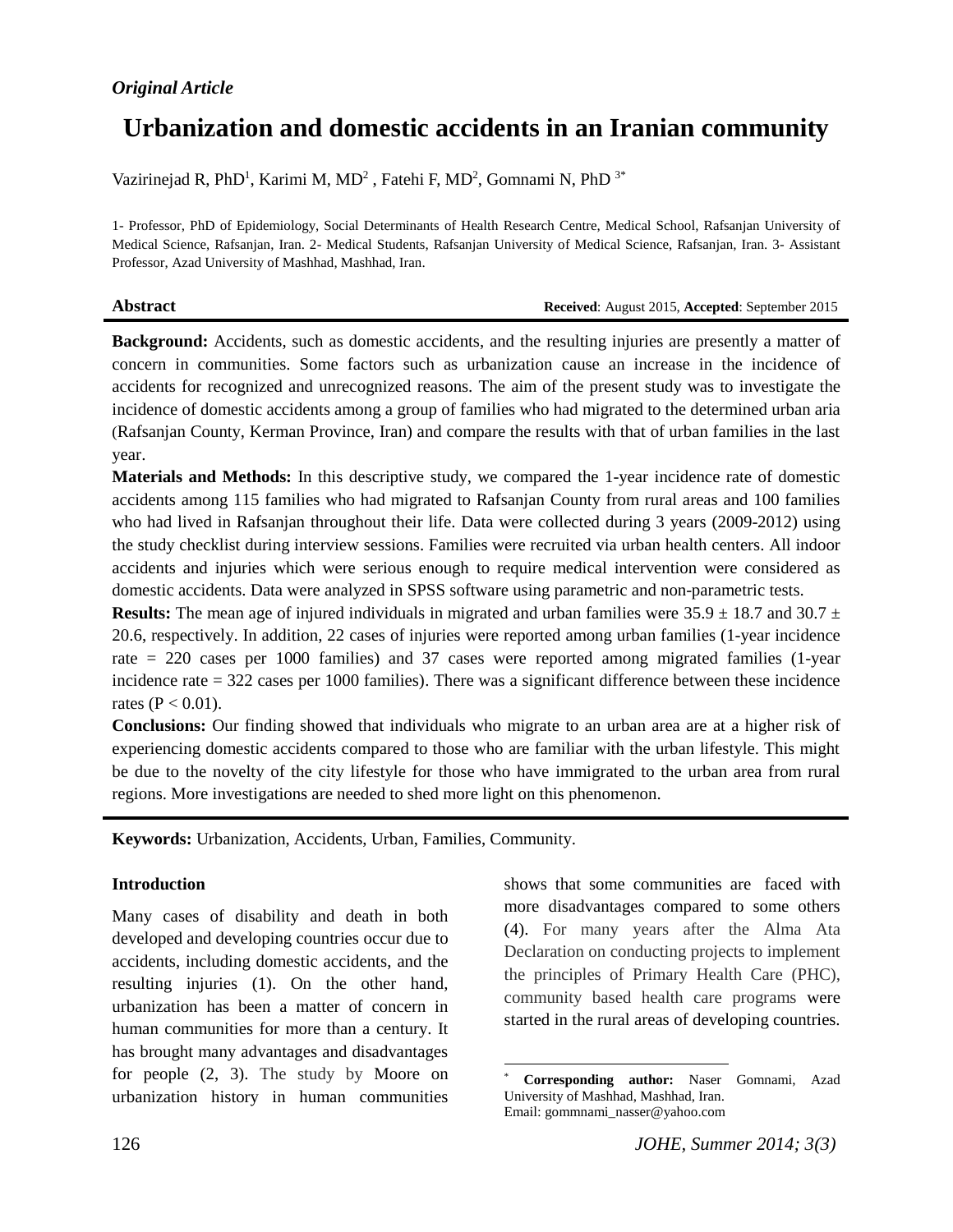*Original Article*

# Urbanization and domestic accidents in an Iranian community

Vazirinejad R, PhD[1], Karimi M, MD[2] , Fatehi F, MD[2], Gomnami N, PhD [3*]

1- Professor, PhD of Epidemiology, Social Determinants of Health Research Centre, Medical School, Rafsanjan University of Medical Science, Rafsanjan, Iran. 2- Medical Students, Rafsanjan University of Medical Science, Rafsanjan, Iran. 3- Assistant Professor, Azad University of Mashhad, Mashhad, Iran.

**Abstract** **Received**: August 2015, **Accepted**: September 2015

**Background:** Accidents, such as domestic accidents, and the resulting injuries are presently a matter of concern in communities. Some factors such as urbanization cause an increase in the incidence of accidents for recognized and unrecognized reasons. The aim of the present study was to investigate the incidence of domestic accidents among a group of families who had migrated to the determined urban aria (Rafsanjan County, Kerman Province, Iran) and compare the results with that of urban families in the last year.

**Materials and Methods:** In this descriptive study, we compared the 1-year incidence rate of domestic accidents among 115 families who had migrated to Rafsanjan County from rural areas and 100 families who had lived in Rafsanjan throughout their life. Data were collected during 3 years (2009-2012) using the study checklist during interview sessions. Families were recruited via urban health centers. All indoor accidents and injuries which were serious enough to require medical intervention were considered as domestic accidents. Data were analyzed in SPSS software using parametric and non-parametric tests.

**Results:** The mean age of injured individuals in migrated and urban families were $35.9 \pm 18.7$ and $30.7 \pm 20.6$, respectively. In addition, 22 cases of injuries were reported among urban families (1-year incidence rate = 220 cases per 1000 families) and 37 cases were reported among migrated families (1-year incidence rate = 322 cases per 1000 families). There was a significant difference between these incidence rates ($P < 0.01$).

**Conclusions:** Our finding showed that individuals who migrate to an urban area are at a higher risk of experiencing domestic accidents compared to those who are familiar with the urban lifestyle. This might be due to the novelty of the city lifestyle for those who have immigrated to the urban area from rural regions. More investigations are needed to shed more light on this phenomenon.

**Keywords:** Urbanization, Accidents, Urban, Families, Community.

## Introduction

Many cases of disability and death in both developed and developing countries occur due to accidents, including domestic accidents, and the resulting injuries (1). On the other hand, urbanization has been a matter of concern in human communities for more than a century. It has brought many advantages and disadvantages for people (2, 3). The study by Moore on urbanization history in human communities shows that some communities are faced with more disadvantages compared to some others (4). For many years after the Alma Ata Declaration on conducting projects to implement the principles of Primary Health Care (PHC), community based health care programs were started in the rural areas of developing countries.

* **Corresponding author:** Naser Gomnami, Azad University of Mashhad, Mashhad, Iran.
Email: gommnami_nasser@yahoo.com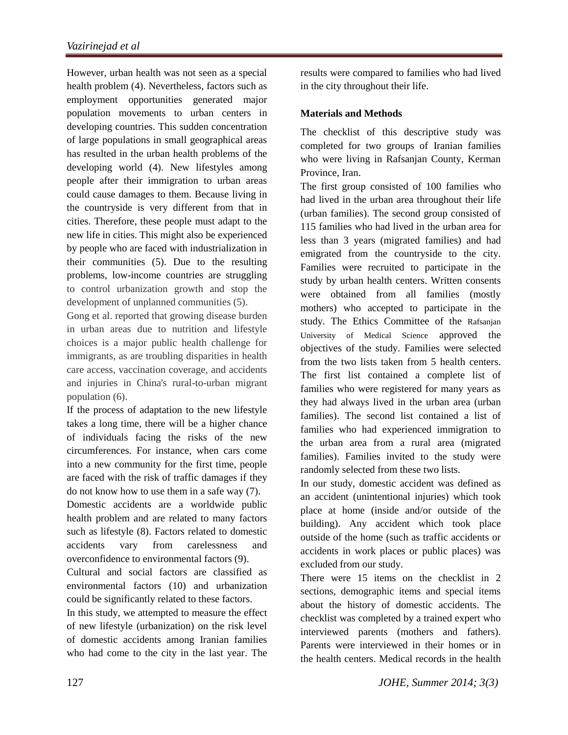However, urban health was not seen as a special health problem (4). Nevertheless, factors such as employment opportunities generated major population movements to urban centers in developing countries. This sudden concentration of large populations in small geographical areas has resulted in the urban health problems of the developing world (4). New lifestyles among people after their immigration to urban areas could cause damages to them. Because living in the countryside is very different from that in cities. Therefore, these people must adapt to the new life in cities. This might also be experienced by people who are faced with industrialization in their communities (5). Due to the resulting problems, low-income countries are struggling to control urbanization growth and stop the development of unplanned communities (5).

Gong et al. reported that growing disease burden in urban areas due to nutrition and lifestyle choices is a major public health challenge for immigrants, as are troubling disparities in health care access, vaccination coverage, and accidents and injuries in China's rural-to-urban migrant population (6).

If the process of adaptation to the new lifestyle takes a long time, there will be a higher chance of individuals facing the risks of the new circumferences. For instance, when cars come into a new community for the first time, people are faced with the risk of traffic damages if they do not know how to use them in a safe way (7).

Domestic accidents are a worldwide public health problem and are related to many factors such as lifestyle (8). Factors related to domestic accidents vary from carelessness and overconfidence to environmental factors (9).

Cultural and social factors are classified as environmental factors (10) and urbanization could be significantly related to these factors.

In this study, we attempted to measure the effect of new lifestyle (urbanization) on the risk level of domestic accidents among Iranian families who had come to the city in the last year. The results were compared to families who had lived in the city throughout their life.

## Materials and Methods

The checklist of this descriptive study was completed for two groups of Iranian families who were living in Rafsanjan County, Kerman Province, Iran.

The first group consisted of 100 families who had lived in the urban area throughout their life (urban families). The second group consisted of 115 families who had lived in the urban area for less than 3 years (migrated families) and had emigrated from the countryside to the city. Families were recruited to participate in the study by urban health centers. Written consents were obtained from all families (mostly mothers) who accepted to participate in the study. The Ethics Committee of the Rafsanjan University of Medical Science approved the objectives of the study. Families were selected from the two lists taken from 5 health centers. The first list contained a complete list of families who were registered for many years as they had always lived in the urban area (urban families). The second list contained a list of families who had experienced immigration to the urban area from a rural area (migrated families). Families invited to the study were randomly selected from these two lists.

In our study, domestic accident was defined as an accident (unintentional injuries) which took place at home (inside and/or outside of the building). Any accident which took place outside of the home (such as traffic accidents or accidents in work places or public places) was excluded from our study.

There were 15 items on the checklist in 2 sections, demographic items and special items about the history of domestic accidents. The checklist was completed by a trained expert who interviewed parents (mothers and fathers). Parents were interviewed in their homes or in the health centers. Medical records in the health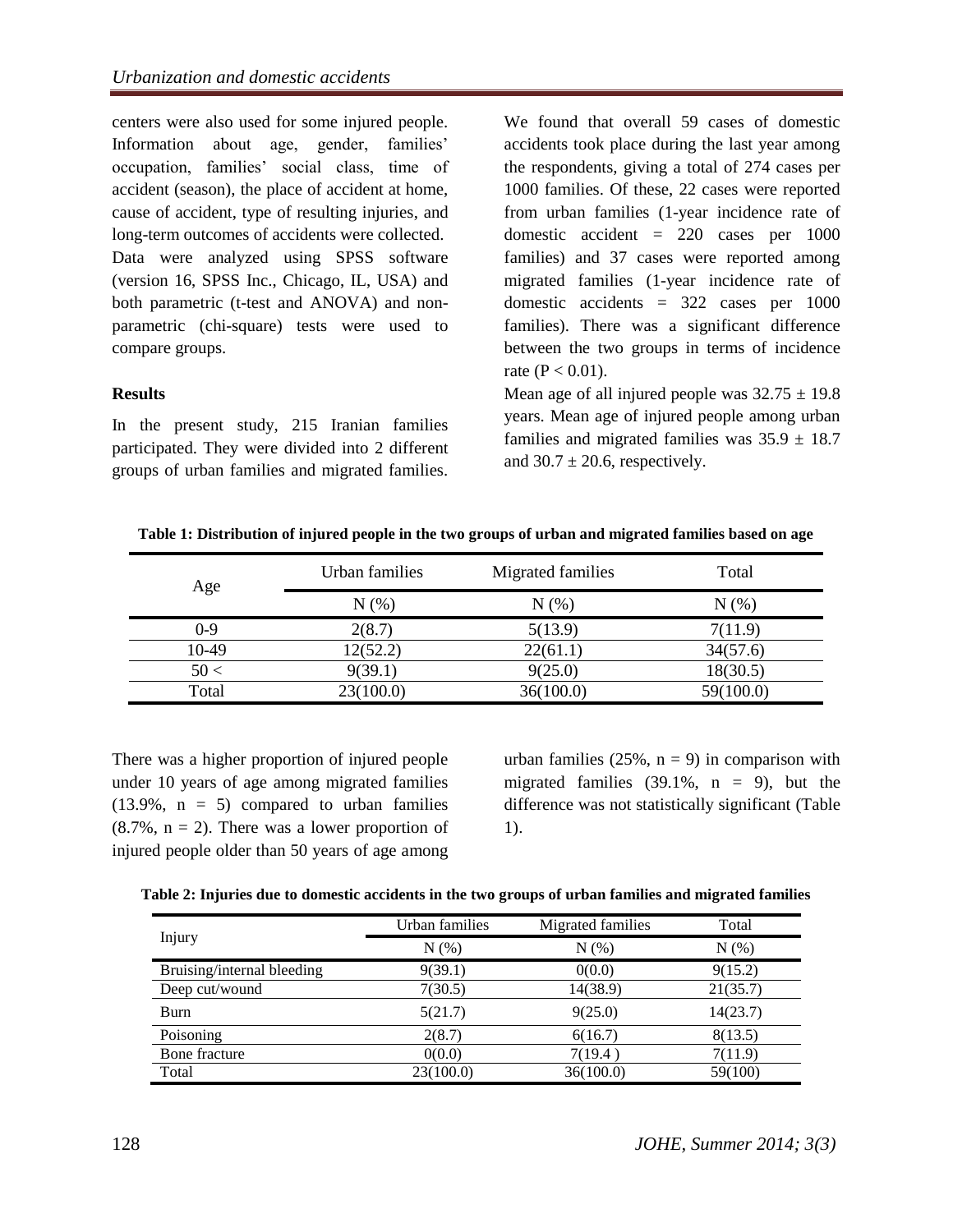centers were also used for some injured people. Information about age, gender, families' occupation, families' social class, time of accident (season), the place of accident at home, cause of accident, type of resulting injuries, and long-term outcomes of accidents were collected. Data were analyzed using SPSS software (version 16, SPSS Inc., Chicago, IL, USA) and both parametric (t-test and ANOVA) and non-parametric (chi-square) tests were used to compare groups.

**Results**

In the present study, 215 Iranian families participated. They were divided into 2 different groups of urban families and migrated families. We found that overall 59 cases of domestic accidents took place during the last year among the respondents, giving a total of 274 cases per 1000 families. Of these, 22 cases were reported from urban families (1-year incidence rate of domestic accident = 220 cases per 1000 families) and 37 cases were reported among migrated families (1-year incidence rate of domestic accidents = 322 cases per 1000 families). There was a significant difference between the two groups in terms of incidence rate ($P < 0.01$).

Mean age of all injured people was $32.75 \pm 19.8$ years. Mean age of injured people among urban families and migrated families was $35.9 \pm 18.7$ and $30.7 \pm 20.6$, respectively.

**Table 1: Distribution of injured people in the two groups of urban and migrated families based on age**

| Age | Urban families | Migrated families | Total |
|---|---|---|---|
| | N (%) | N (%) | N (%) |
| 0-9 | 2(8.7) | 5(13.9) | 7(11.9) |
| 10-49 | 12(52.2) | 22(61.1) | 34(57.6) |
| 50 < | 9(39.1) | 9(25.0) | 18(30.5) |
| Total | 23(100.0) | 36(100.0) | 59(100.0) |

There was a higher proportion of injured people under 10 years of age among migrated families (13.9%, n = 5) compared to urban families (8.7%, n = 2). There was a lower proportion of injured people older than 50 years of age among urban families (25%, n = 9) in comparison with migrated families (39.1%, n = 9), but the difference was not statistically significant (Table 1).

**Table 2: Injuries due to domestic accidents in the two groups of urban families and migrated families**

| Injury | Urban families | Migrated families | Total |
|---|---|---|---|
| | N (%) | N (%) | N (%) |
| Bruising/internal bleeding | 9(39.1) | 0(0.0) | 9(15.2) |
| Deep cut/wound | 7(30.5) | 14(38.9) | 21(35.7) |
| Burn | 5(21.7) | 9(25.0) | 14(23.7) |
| Poisoning | 2(8.7) | 6(16.7) | 8(13.5) |
| Bone fracture | 0(0.0) | 7(19.4 ) | 7(11.9) |
| Total | 23(100.0) | 36(100.0) | 59(100) |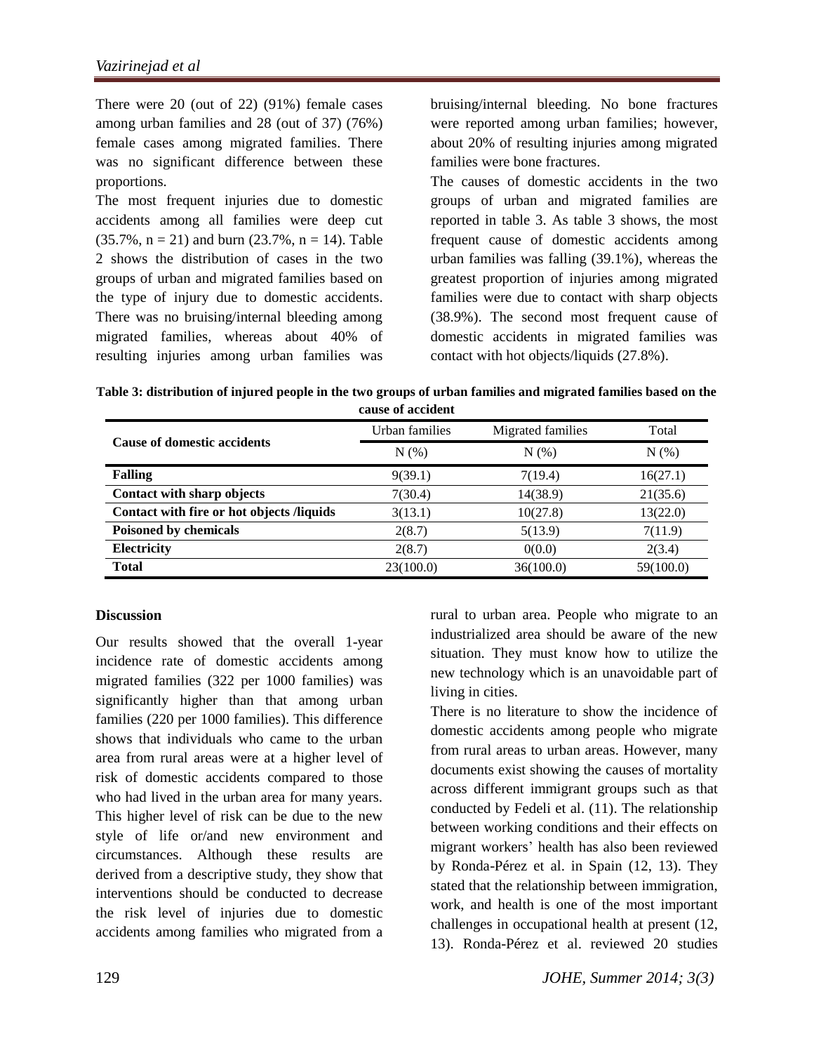There were 20 (out of 22) (91%) female cases among urban families and 28 (out of 37) (76%) female cases among migrated families. There was no significant difference between these proportions.

The most frequent injuries due to domestic accidents among all families were deep cut (35.7%, n = 21) and burn (23.7%, n = 14). Table 2 shows the distribution of cases in the two groups of urban and migrated families based on the type of injury due to domestic accidents. There was no bruising/internal bleeding among migrated families, whereas about 40% of resulting injuries among urban families was bruising/internal bleeding. No bone fractures were reported among urban families; however, about 20% of resulting injuries among migrated families were bone fractures.

The causes of domestic accidents in the two groups of urban and migrated families are reported in table 3. As table 3 shows, the most frequent cause of domestic accidents among urban families was falling (39.1%), whereas the greatest proportion of injuries among migrated families were due to contact with sharp objects (38.9%). The second most frequent cause of domestic accidents in migrated families was contact with hot objects/liquids (27.8%).

**Table 3: distribution of injured people in the two groups of urban families and migrated families based on the cause of accident**

| Cause of domestic accidents | Urban families | Migrated families | Total |
|---|---|---|---|
| | N (%) | N (%) | N (%) |
| **Falling** | 9(39.1) | 7(19.4) | 16(27.1) |
| **Contact with sharp objects** | 7(30.4) | 14(38.9) | 21(35.6) |
| **Contact with fire or hot objects /liquids** | 3(13.1) | 10(27.8) | 13(22.0) |
| **Poisoned by chemicals** | 2(8.7) | 5(13.9) | 7(11.9) |
| **Electricity** | 2(8.7) | 0(0.0) | 2(3.4) |
| **Total** | 23(100.0) | 36(100.0) | 59(100.0) |

## Discussion

Our results showed that the overall 1-year incidence rate of domestic accidents among migrated families (322 per 1000 families) was significantly higher than that among urban families (220 per 1000 families). This difference shows that individuals who came to the urban area from rural areas were at a higher level of risk of domestic accidents compared to those who had lived in the urban area for many years. This higher level of risk can be due to the new style of life or/and new environment and circumstances. Although these results are derived from a descriptive study, they show that interventions should be conducted to decrease the risk level of injuries due to domestic accidents among families who migrated from a rural to urban area. People who migrate to an industrialized area should be aware of the new situation. They must know how to utilize the new technology which is an unavoidable part of living in cities.

There is no literature to show the incidence of domestic accidents among people who migrate from rural areas to urban areas. However, many documents exist showing the causes of mortality across different immigrant groups such as that conducted by Fedeli et al. (11). The relationship between working conditions and their effects on migrant workers' health has also been reviewed by Ronda-Pérez et al. in Spain (12, 13). They stated that the relationship between immigration, work, and health is one of the most important challenges in occupational health at present (12, 13). Ronda-Pérez et al. reviewed 20 studies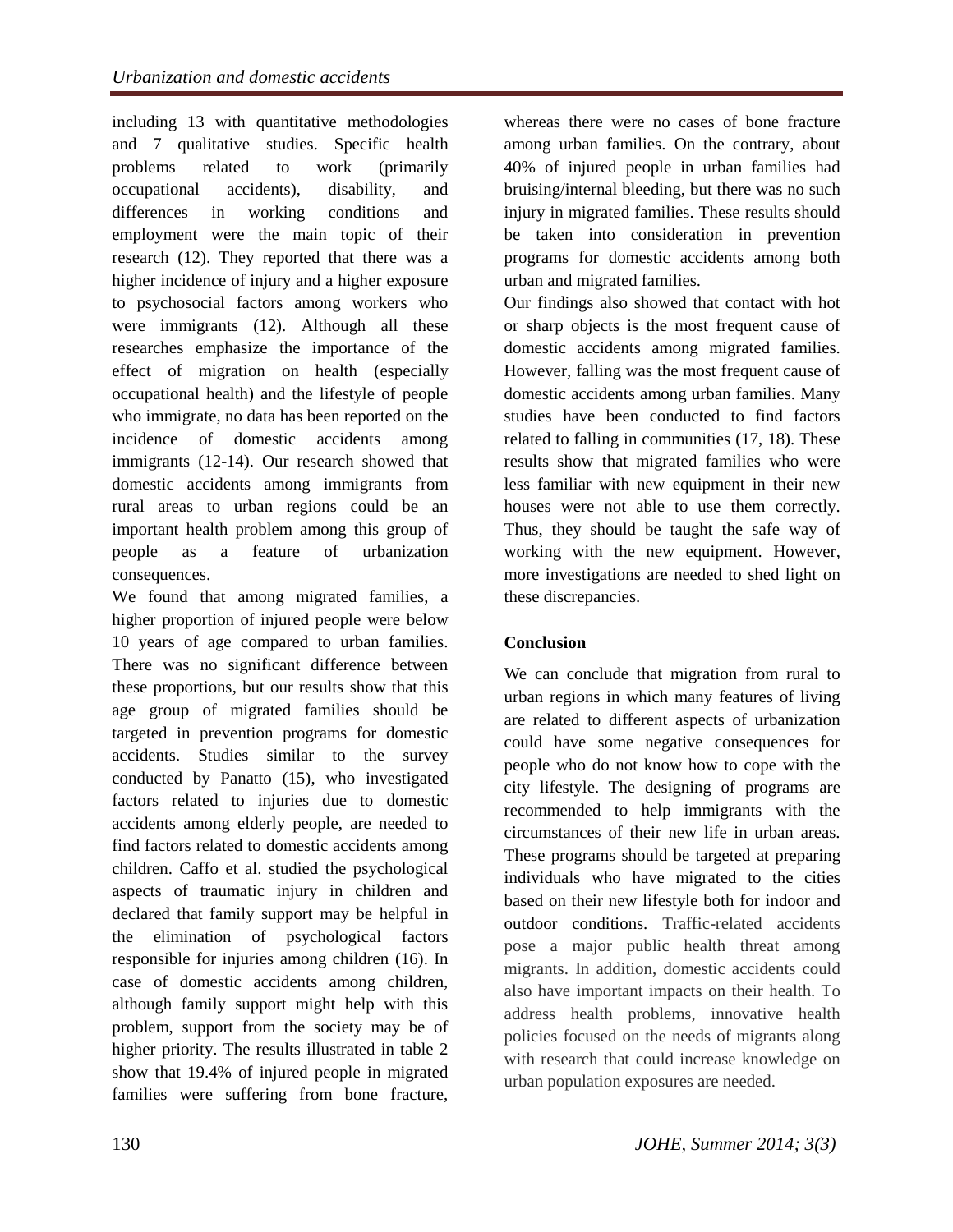including 13 with quantitative methodologies and 7 qualitative studies. Specific health problems related to work (primarily occupational accidents), disability, and differences in working conditions and employment were the main topic of their research (12). They reported that there was a higher incidence of injury and a higher exposure to psychosocial factors among workers who were immigrants (12). Although all these researches emphasize the importance of the effect of migration on health (especially occupational health) and the lifestyle of people who immigrate, no data has been reported on the incidence of domestic accidents among immigrants (12-14). Our research showed that domestic accidents among immigrants from rural areas to urban regions could be an important health problem among this group of people as a feature of urbanization consequences.

We found that among migrated families, a higher proportion of injured people were below 10 years of age compared to urban families. There was no significant difference between these proportions, but our results show that this age group of migrated families should be targeted in prevention programs for domestic accidents. Studies similar to the survey conducted by Panatto (15), who investigated factors related to injuries due to domestic accidents among elderly people, are needed to find factors related to domestic accidents among children. Caffo et al. studied the psychological aspects of traumatic injury in children and declared that family support may be helpful in the elimination of psychological factors responsible for injuries among children (16). In case of domestic accidents among children, although family support might help with this problem, support from the society may be of higher priority. The results illustrated in table 2 show that 19.4% of injured people in migrated families were suffering from bone fracture, whereas there were no cases of bone fracture among urban families. On the contrary, about 40% of injured people in urban families had bruising/internal bleeding, but there was no such injury in migrated families. These results should be taken into consideration in prevention programs for domestic accidents among both urban and migrated families.

Our findings also showed that contact with hot or sharp objects is the most frequent cause of domestic accidents among migrated families. However, falling was the most frequent cause of domestic accidents among urban families. Many studies have been conducted to find factors related to falling in communities (17, 18). These results show that migrated families who were less familiar with new equipment in their new houses were not able to use them correctly. Thus, they should be taught the safe way of working with the new equipment. However, more investigations are needed to shed light on these discrepancies.

## Conclusion

We can conclude that migration from rural to urban regions in which many features of living are related to different aspects of urbanization could have some negative consequences for people who do not know how to cope with the city lifestyle. The designing of programs are recommended to help immigrants with the circumstances of their new life in urban areas. These programs should be targeted at preparing individuals who have migrated to the cities based on their new lifestyle both for indoor and outdoor conditions. Traffic-related accidents pose a major public health threat among migrants. In addition, domestic accidents could also have important impacts on their health. To address health problems, innovative health policies focused on the needs of migrants along with research that could increase knowledge on urban population exposures are needed.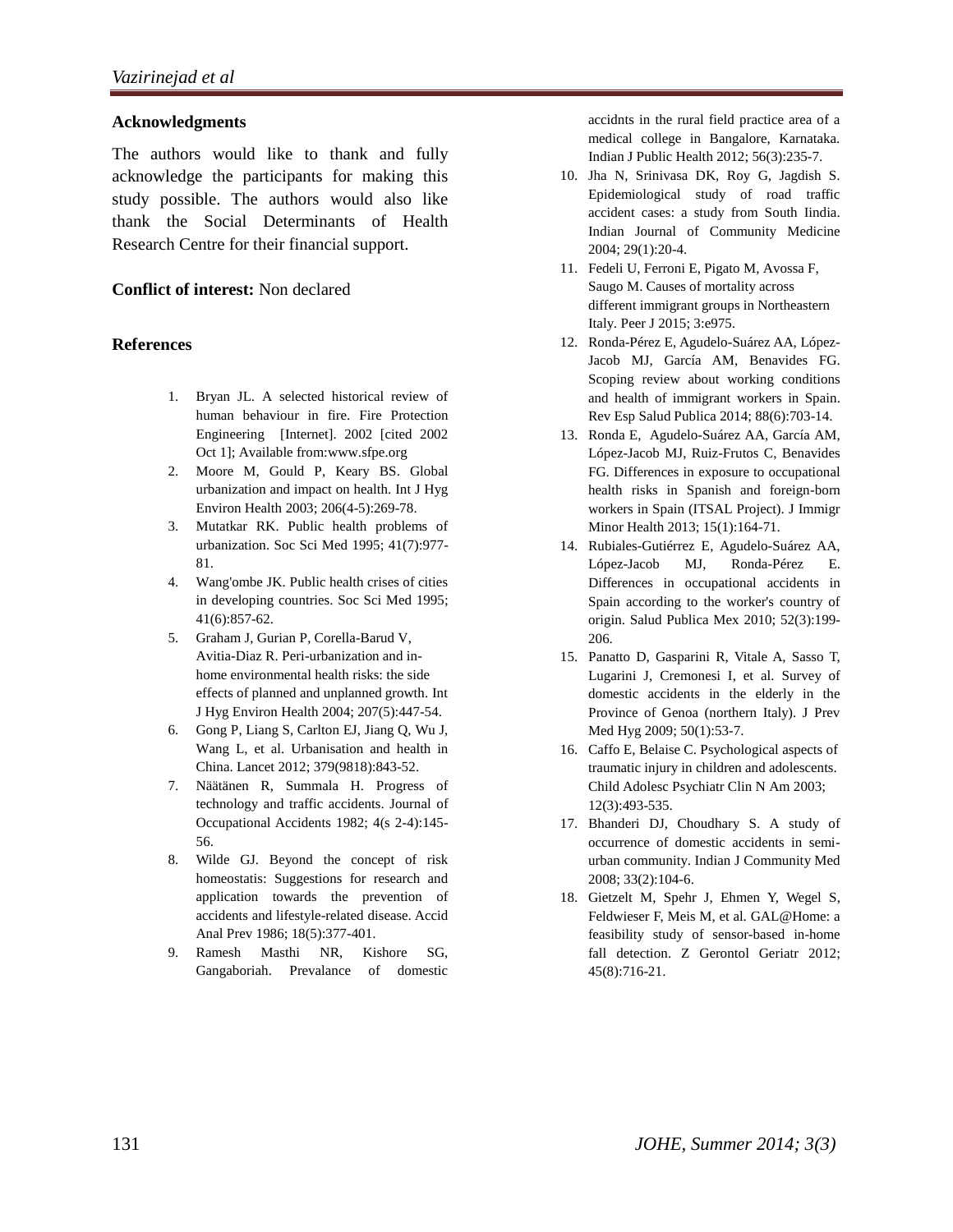### Acknowledgments

The authors would like to thank and fully acknowledge the participants for making this study possible. The authors would also like thank the Social Determinants of Health Research Centre for their financial support.

**Conflict of interest:** Non declared

### References

1. Bryan JL. A selected historical review of human behaviour in fire. Fire Protection Engineering [Internet]. 2002 [cited 2002 Oct 1]; Available from:www.sfpe.org
2. Moore M, Gould P, Keary BS. Global urbanization and impact on health. Int J Hyg Environ Health 2003; 206(4-5):269-78.
3. Mutatkar RK. Public health problems of urbanization. Soc Sci Med 1995; 41(7):977-81.
4. Wang'ombe JK. Public health crises of cities in developing countries. Soc Sci Med 1995; 41(6):857-62.
5. Graham J, Gurian P, Corella-Barud V, Avitia-Diaz R. Peri-urbanization and in-home environmental health risks: the side effects of planned and unplanned growth. Int J Hyg Environ Health 2004; 207(5):447-54.
6. Gong P, Liang S, Carlton EJ, Jiang Q, Wu J, Wang L, et al. Urbanisation and health in China. Lancet 2012; 379(9818):843-52.
7. Näätänen R, Summala H. Progress of technology and traffic accidents. Journal of Occupational Accidents 1982; 4(s 2-4):145-56.
8. Wilde GJ. Beyond the concept of risk homeostatis: Suggestions for research and application towards the prevention of accidents and lifestyle-related disease. Accid Anal Prev 1986; 18(5):377-401.
9. Ramesh Masthi NR, Kishore SG, Gangaboriah. Prevalance of domestic accidnts in the rural field practice area of a medical college in Bangalore, Karnataka. Indian J Public Health 2012; 56(3):235-7.
10. Jha N, Srinivasa DK, Roy G, Jagdish S. Epidemiological study of road traffic accident cases: a study from South Iindia. Indian Journal of Community Medicine 2004; 29(1):20-4.
11. Fedeli U, Ferroni E, Pigato M, Avossa F, Saugo M. Causes of mortality across different immigrant groups in Northeastern Italy. Peer J 2015; 3:e975.
12. Ronda-Pérez E, Agudelo-Suárez AA, López-Jacob MJ, García AM, Benavides FG. Scoping review about working conditions and health of immigrant workers in Spain. Rev Esp Salud Publica 2014; 88(6):703-14.
13. Ronda E, Agudelo-Suárez AA, García AM, López-Jacob MJ, Ruiz-Frutos C, Benavides FG. Differences in exposure to occupational health risks in Spanish and foreign-born workers in Spain (ITSAL Project). J Immigr Minor Health 2013; 15(1):164-71.
14. Rubiales-Gutiérrez E, Agudelo-Suárez AA, López-Jacob MJ, Ronda-Pérez E. Differences in occupational accidents in Spain according to the worker's country of origin. Salud Publica Mex 2010; 52(3):199-206.
15. Panatto D, Gasparini R, Vitale A, Sasso T, Lugarini J, Cremonesi I, et al. Survey of domestic accidents in the elderly in the Province of Genoa (northern Italy). J Prev Med Hyg 2009; 50(1):53-7.
16. Caffo E, Belaise C. Psychological aspects of traumatic injury in children and adolescents. Child Adolesc Psychiatr Clin N Am 2003; 12(3):493-535.
17. Bhanderi DJ, Choudhary S. A study of occurrence of domestic accidents in semi-urban community. Indian J Community Med 2008; 33(2):104-6.
18. Gietzelt M, Spehr J, Ehmen Y, Wegel S, Feldwieser F, Meis M, et al. GAL@Home: a feasibility study of sensor-based in-home fall detection. Z Gerontol Geriatr 2012; 45(8):716-21.